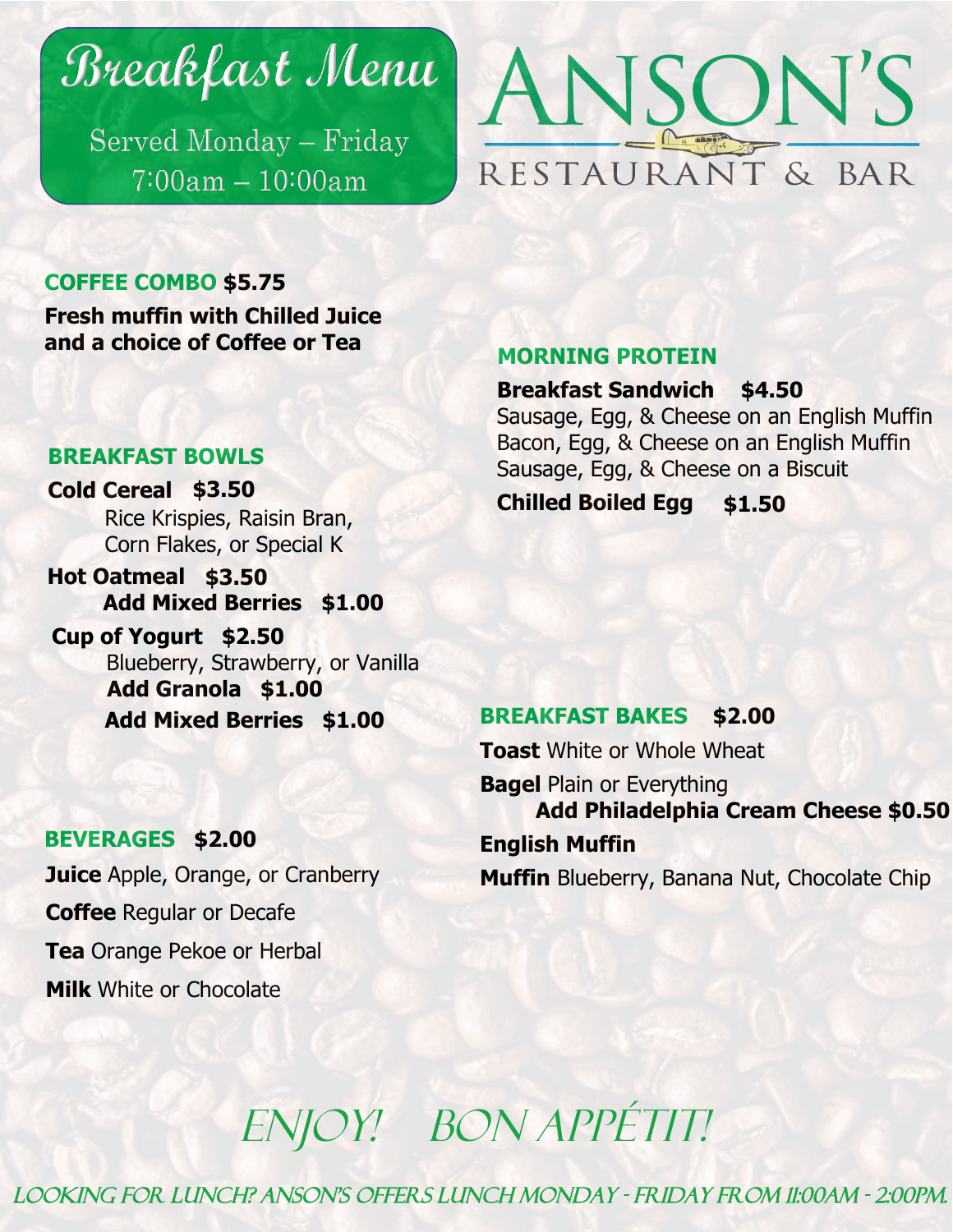# Breakfast Menu

Served Monday – Friday
7:00am – 10:00am

# ANSON'S
RESTAURANT & BAR

## COFFEE COMBO $5.75

**Fresh muffin with Chilled Juice and a choice of Coffee or Tea**

## BREAKFAST BOWLS

**Cold Cereal $3.50**
Rice Krispies, Raisin Bran, Corn Flakes, or Special K

**Hot Oatmeal $3.50**
**Add Mixed Berries $1.00**

**Cup of Yogurt $2.50**
Blueberry, Strawberry, or Vanilla
**Add Granola $1.00**
**Add Mixed Berries $1.00**

## BEVERAGES $2.00

**Juice** Apple, Orange, or Cranberry

**Coffee** Regular or Decafe

**Tea** Orange Pekoe or Herbal

**Milk** White or Chocolate

## MORNING PROTEIN

**Breakfast Sandwich $4.50**
Sausage, Egg, & Cheese on an English Muffin
Bacon, Egg, & Cheese on an English Muffin
Sausage, Egg, & Cheese on a Biscuit

**Chilled Boiled Egg $1.50**

## BREAKFAST BAKES $2.00

**Toast** White or Whole Wheat

**Bagel** Plain or Everything
**Add Philadelphia Cream Cheese $0.50**

**English Muffin**

**Muffin** Blueberry, Banana Nut, Chocolate Chip

*ENJOY! BON APPÉTIT!*

LOOKING FOR LUNCH? ANSON'S OFFERS LUNCH MONDAY - FRIDAY FROM 11:00AM - 2:00PM.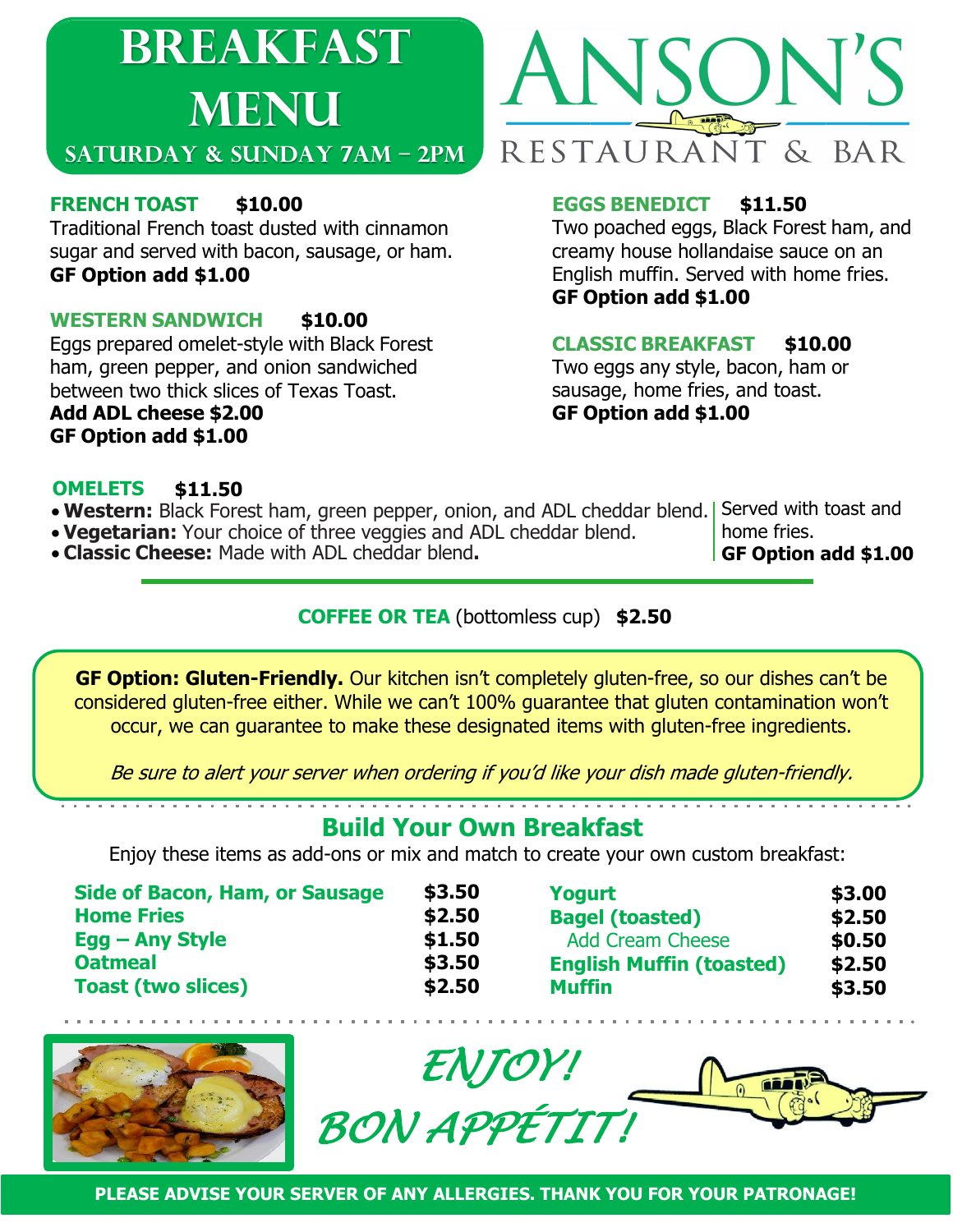# BREAKFAST MENU

**SATURDAY & SUNDAY 7AM – 2PM**

# ANSON'S

RESTAURANT & BAR

**FRENCH TOAST** **$10.00**
Traditional French toast dusted with cinnamon sugar and served with bacon, sausage, or ham.
**GF Option add $1.00**

**WESTERN SANDWICH** **$10.00**
Eggs prepared omelet-style with Black Forest ham, green pepper, and onion sandwiched between two thick slices of Texas Toast.
**Add ADL cheese $2.00**
**GF Option add $1.00**

**EGGS BENEDICT** **$11.50**
Two poached eggs, Black Forest ham, and creamy house hollandaise sauce on an English muffin. Served with home fries.
**GF Option add $1.00**

**CLASSIC BREAKFAST** **$10.00**
Two eggs any style, bacon, ham or sausage, home fries, and toast.
**GF Option add $1.00**

**OMELETS** **$11.50**

- **Western:** Black Forest ham, green pepper, onion, and ADL cheddar blend.
- **Vegetarian:** Your choice of three veggies and ADL cheddar blend.
- **Classic Cheese:** Made with ADL cheddar blend.

Served with toast and home fries.
**GF Option add $1.00**

**COFFEE OR TEA** (bottomless cup) **$2.50**

**GF Option: Gluten-Friendly.** Our kitchen isn't completely gluten-free, so our dishes can't be considered gluten-free either. While we can't 100% guarantee that gluten contamination won't occur, we can guarantee to make these designated items with gluten-free ingredients.

*Be sure to alert your server when ordering if you'd like your dish made gluten-friendly.*

## Build Your Own Breakfast

Enjoy these items as add-ons or mix and match to create your own custom breakfast:

| | | | |
|---|---|---|---|
| **Side of Bacon, Ham, or Sausage** | **$3.50** | **Yogurt** | **$3.00** |
| **Home Fries** | **$2.50** | **Bagel (toasted)** | **$2.50** |
| **Egg – Any Style** | **$1.50** | Add Cream Cheese | **$0.50** |
| **Oatmeal** | **$3.50** | **English Muffin (toasted)** | **$2.50** |
| **Toast (two slices)** | **$2.50** | **Muffin** | **$3.50** |

*ENJOY!*
*BON APPÉTIT!*

**PLEASE ADVISE YOUR SERVER OF ANY ALLERGIES. THANK YOU FOR YOUR PATRONAGE!**